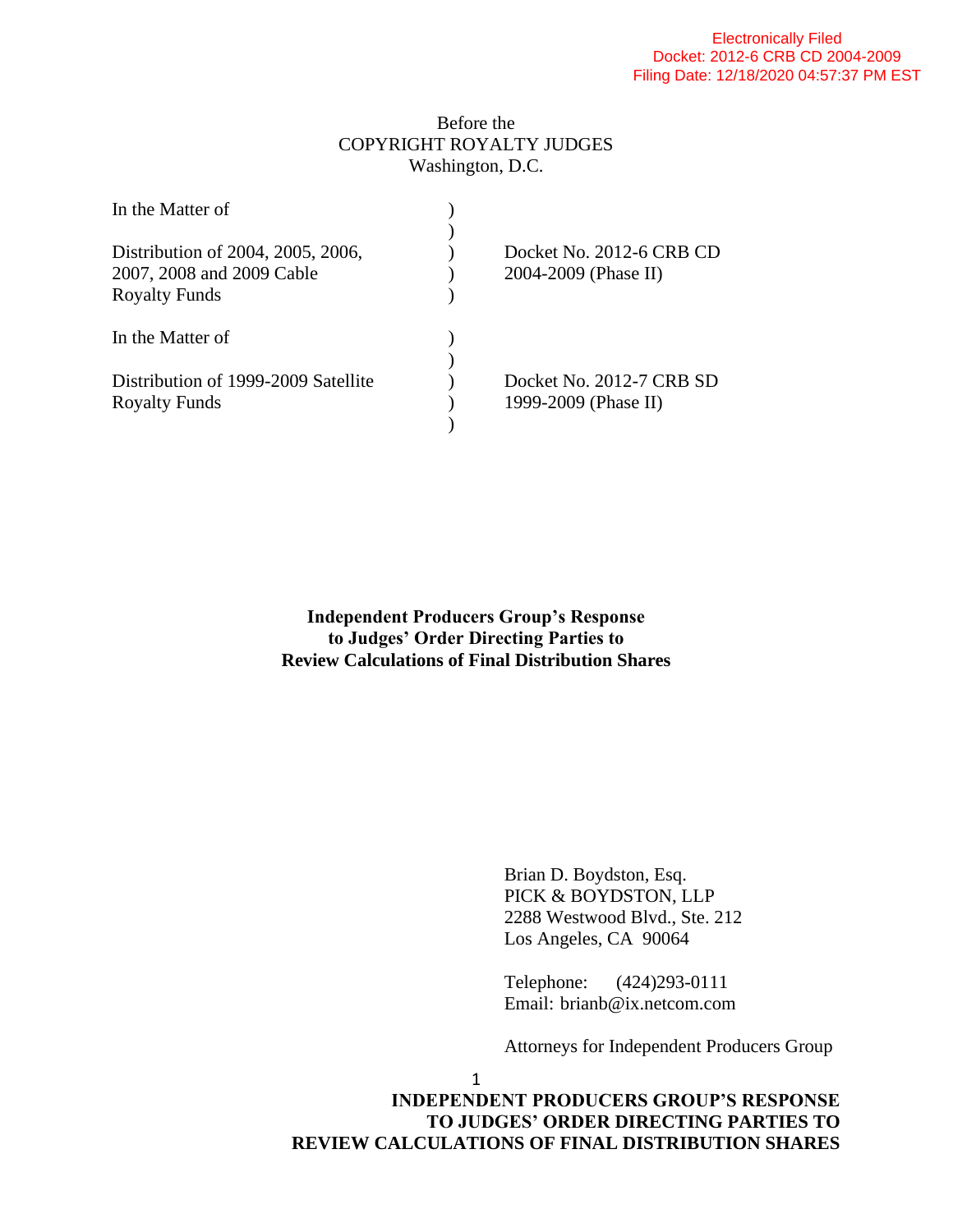Electronically Filed
Docket: 2012-6 CRB CD 2004-2009
Filing Date: 12/18/2020 04:57:37 PM EST

Before the
COPYRIGHT ROYALTY JUDGES
Washington, D.C.

| | | |
|---|---|---|
| In the Matter of<br><br>Distribution of 2004, 2005, 2006, 2007, 2008 and 2009 Cable Royalty Funds | ) | Docket No. 2012-6 CRB CD 2004-2009 (Phase II) |
| In the Matter of<br><br>Distribution of 1999-2009 Satellite Royalty Funds | ) | Docket No. 2012-7 CRB SD 1999-2009 (Phase II) |

**Independent Producers Group's Response to Judges' Order Directing Parties to Review Calculations of Final Distribution Shares**

Brian D. Boydston, Esq.
PICK & BOYDSTON, LLP
2288 Westwood Blvd., Ste. 212
Los Angeles, CA 90064

Telephone: (424)293-0111
Email: brianb@ix.netcom.com

Attorneys for Independent Producers Group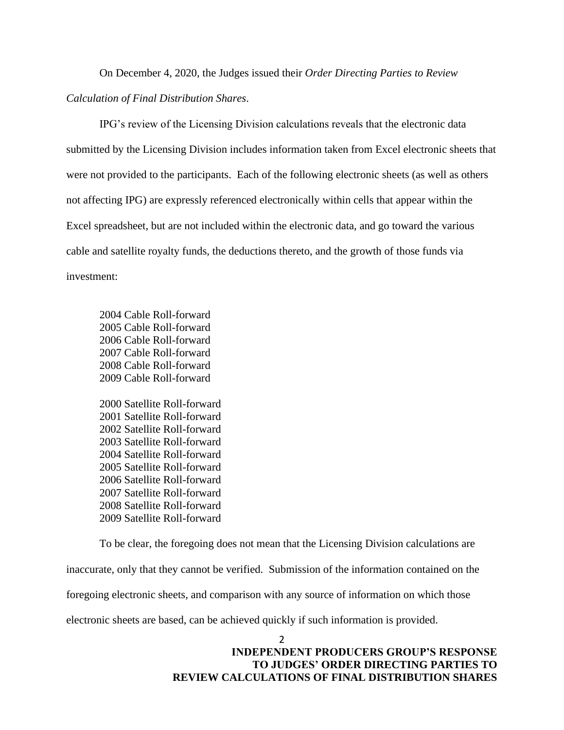On December 4, 2020, the Judges issued their *Order Directing Parties to Review Calculation of Final Distribution Shares*.

IPG's review of the Licensing Division calculations reveals that the electronic data submitted by the Licensing Division includes information taken from Excel electronic sheets that were not provided to the participants. Each of the following electronic sheets (as well as others not affecting IPG) are expressly referenced electronically within cells that appear within the Excel spreadsheet, but are not included within the electronic data, and go toward the various cable and satellite royalty funds, the deductions thereto, and the growth of those funds via investment:

2004 Cable Roll-forward
2005 Cable Roll-forward
2006 Cable Roll-forward
2007 Cable Roll-forward
2008 Cable Roll-forward
2009 Cable Roll-forward

2000 Satellite Roll-forward
2001 Satellite Roll-forward
2002 Satellite Roll-forward
2003 Satellite Roll-forward
2004 Satellite Roll-forward
2005 Satellite Roll-forward
2006 Satellite Roll-forward
2007 Satellite Roll-forward
2008 Satellite Roll-forward
2009 Satellite Roll-forward

To be clear, the foregoing does not mean that the Licensing Division calculations are inaccurate, only that they cannot be verified. Submission of the information contained on the foregoing electronic sheets, and comparison with any source of information on which those electronic sheets are based, can be achieved quickly if such information is provided.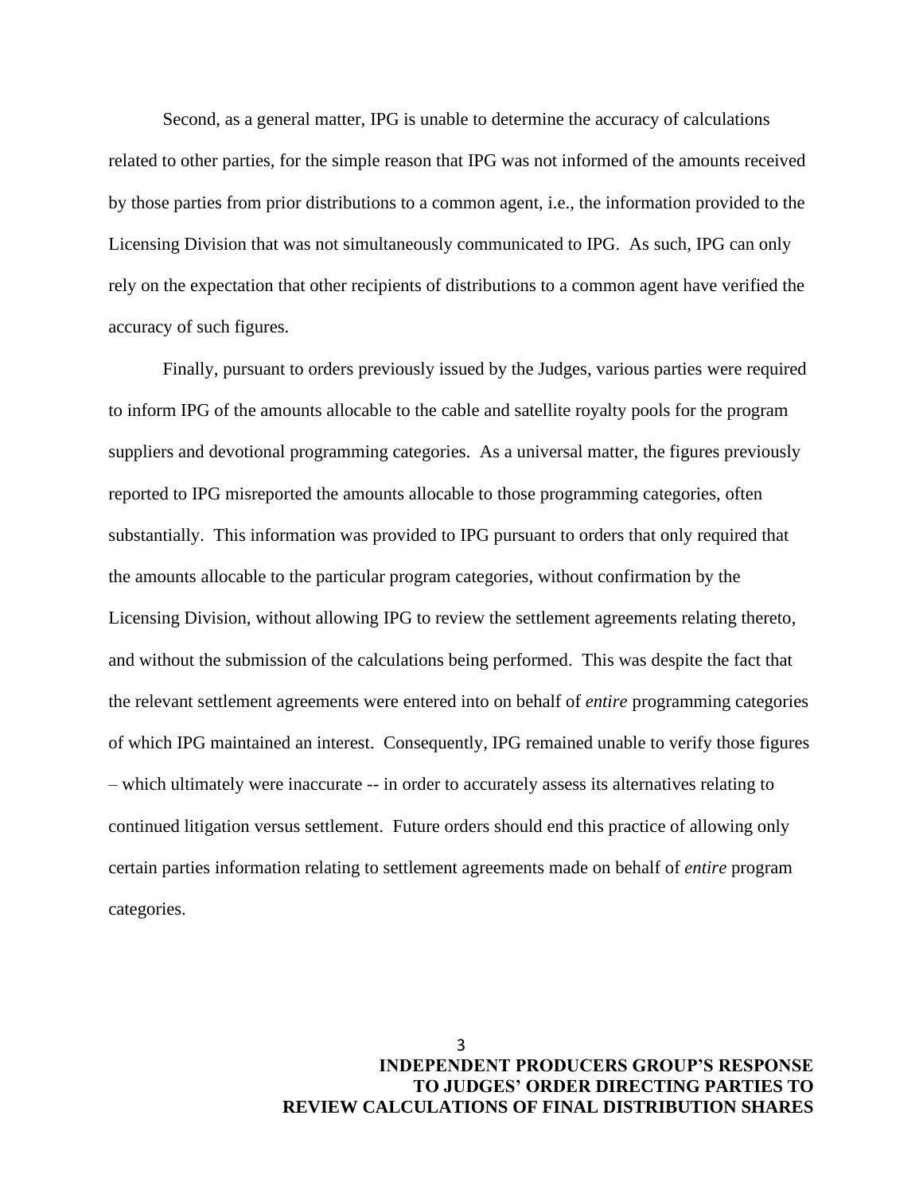Second, as a general matter, IPG is unable to determine the accuracy of calculations related to other parties, for the simple reason that IPG was not informed of the amounts received by those parties from prior distributions to a common agent, i.e., the information provided to the Licensing Division that was not simultaneously communicated to IPG. As such, IPG can only rely on the expectation that other recipients of distributions to a common agent have verified the accuracy of such figures.

Finally, pursuant to orders previously issued by the Judges, various parties were required to inform IPG of the amounts allocable to the cable and satellite royalty pools for the program suppliers and devotional programming categories. As a universal matter, the figures previously reported to IPG misreported the amounts allocable to those programming categories, often substantially. This information was provided to IPG pursuant to orders that only required that the amounts allocable to the particular program categories, without confirmation by the Licensing Division, without allowing IPG to review the settlement agreements relating thereto, and without the submission of the calculations being performed. This was despite the fact that the relevant settlement agreements were entered into on behalf of *entire* programming categories of which IPG maintained an interest. Consequently, IPG remained unable to verify those figures – which ultimately were inaccurate -- in order to accurately assess its alternatives relating to continued litigation versus settlement. Future orders should end this practice of allowing only certain parties information relating to settlement agreements made on behalf of *entire* program categories.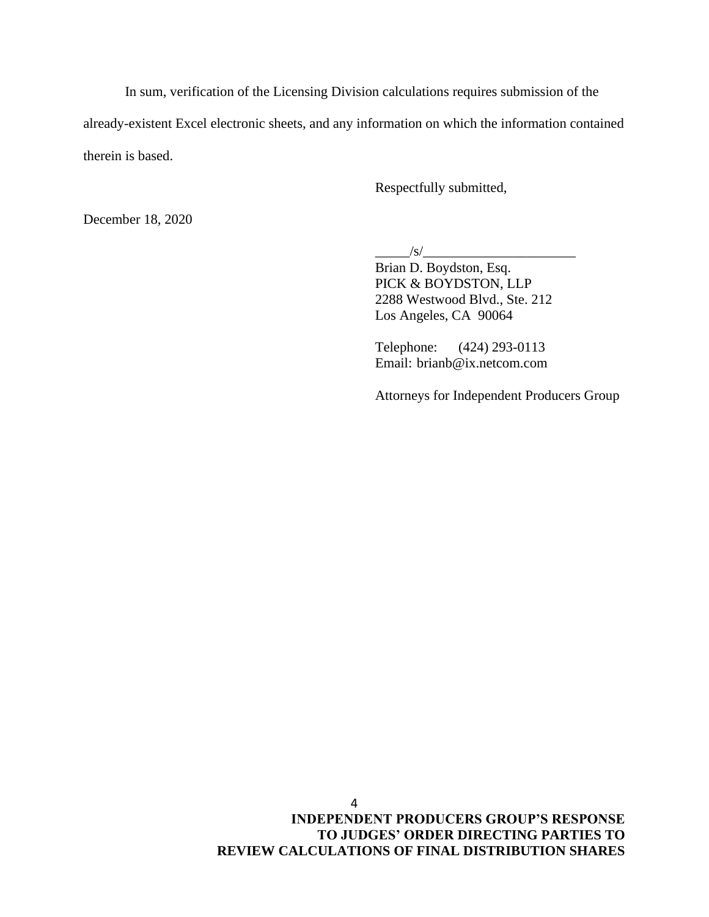In sum, verification of the Licensing Division calculations requires submission of the already-existent Excel electronic sheets, and any information on which the information contained therein is based.

Respectfully submitted,

December 18, 2020

_____/s/______________________
Brian D. Boydston, Esq.
PICK & BOYDSTON, LLP
2288 Westwood Blvd., Ste. 212
Los Angeles, CA 90064

Telephone: (424) 293-0113
Email: brianb@ix.netcom.com

Attorneys for Independent Producers Group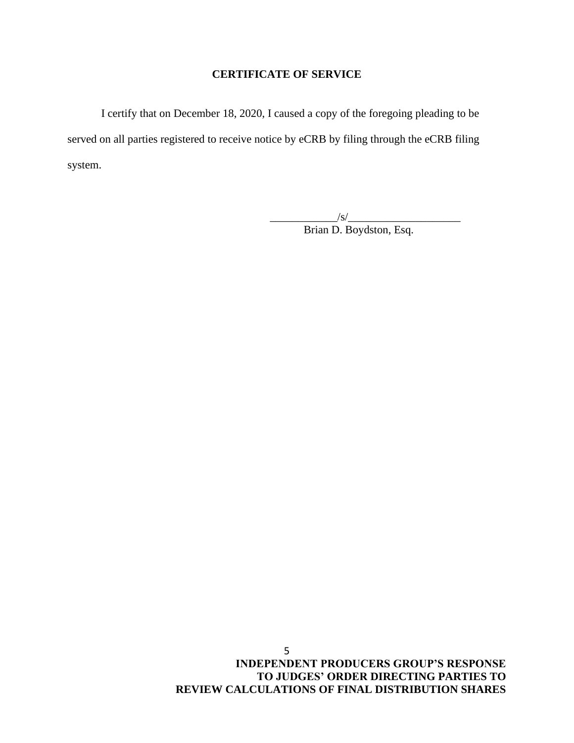**CERTIFICATE OF SERVICE**

I certify that on December 18, 2020, I caused a copy of the foregoing pleading to be served on all parties registered to receive notice by eCRB by filing through the eCRB filing system.

____________/s/____________________
Brian D. Boydston, Esq.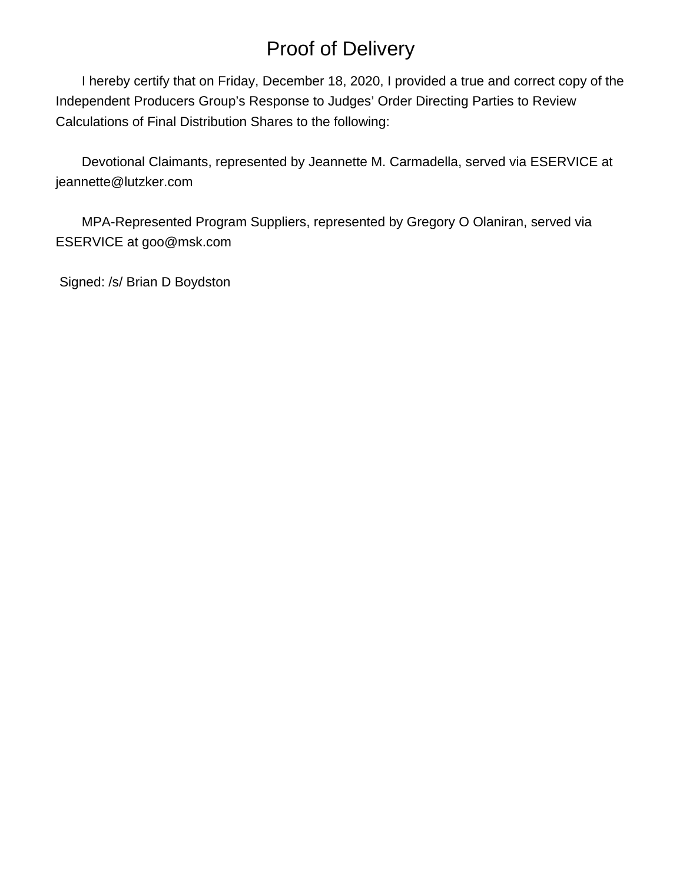# Proof of Delivery

I hereby certify that on Friday, December 18, 2020, I provided a true and correct copy of the Independent Producers Group's Response to Judges' Order Directing Parties to Review Calculations of Final Distribution Shares to the following:

Devotional Claimants, represented by Jeannette M. Carmadella, served via ESERVICE at jeannette@lutzker.com

MPA-Represented Program Suppliers, represented by Gregory O Olaniran, served via ESERVICE at goo@msk.com

Signed: /s/ Brian D Boydston